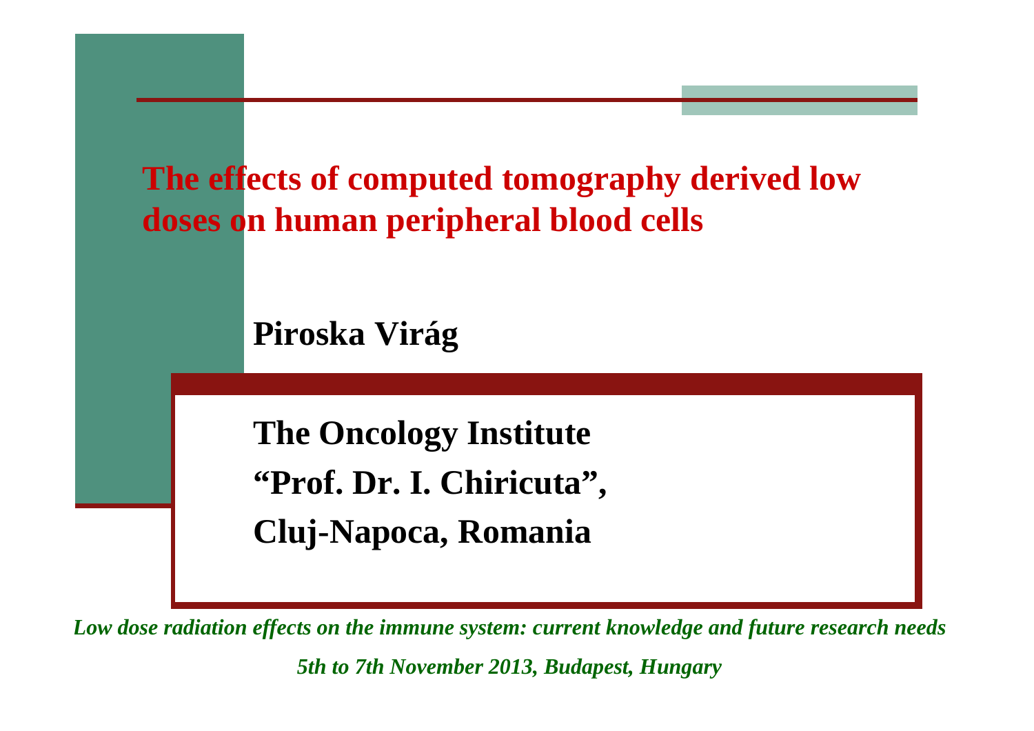# The effects of computed tomography derived low doses on human peripheral blood cells

**Piroska Virág**

**The Oncology Institute**
**“Prof. Dr. I. Chiricuta”,**
**Cluj-Napoca, Romania**

***Low dose radiation effects on the immune system: current knowledge and future research needs***

***5th to 7th November 2013, Budapest, Hungary***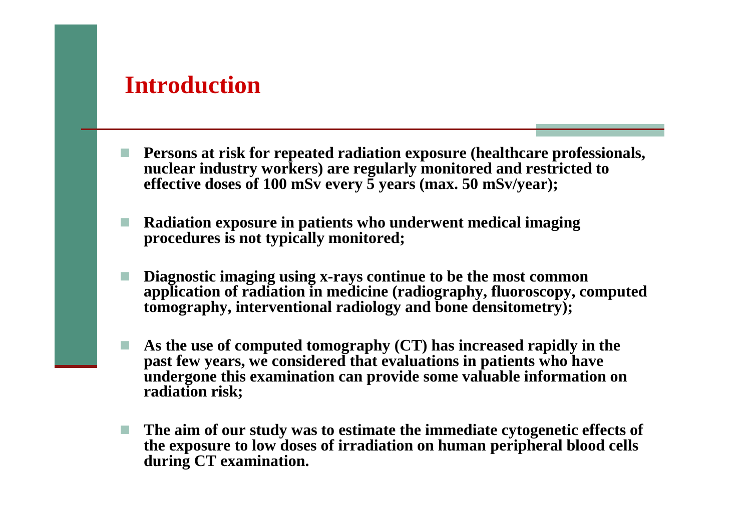# Introduction

- **Persons at risk for repeated radiation exposure (healthcare professionals, nuclear industry workers) are regularly monitored and restricted to effective doses of 100 mSv every 5 years (max. 50 mSv/year);**
- **Radiation exposure in patients who underwent medical imaging procedures is not typically monitored;**
- **Diagnostic imaging using x-rays continue to be the most common application of radiation in medicine (radiography, fluoroscopy, computed tomography, interventional radiology and bone densitometry);**
- **As the use of computed tomography (CT) has increased rapidly in the past few years, we considered that evaluations in patients who have undergone this examination can provide some valuable information on radiation risk;**
- **The aim of our study was to estimate the immediate cytogenetic effects of the exposure to low doses of irradiation on human peripheral blood cells during CT examination.**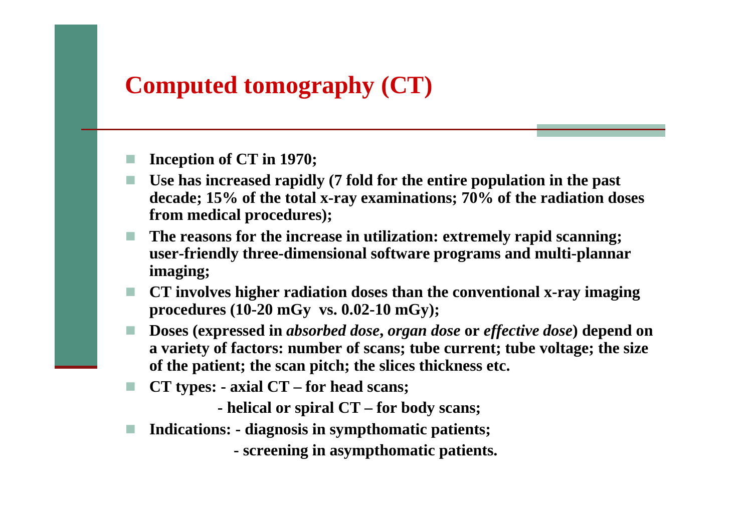## Computed tomography (CT)

- **Inception of CT in 1970;**
- **Use has increased rapidly (7 fold for the entire population in the past decade; 15% of the total x-ray examinations; 70% of the radiation doses from medical procedures);**
- **The reasons for the increase in utilization: extremely rapid scanning; user-friendly three-dimensional software programs and multi-plannar imaging;**
- **CT involves higher radiation doses than the conventional x-ray imaging procedures (10-20 mGy  vs. 0.02-10 mGy);**
- **Doses (expressed in *absorbed dose*, *organ dose* or *effective dose*) depend on a variety of factors: number of scans; tube current; tube voltage; the size of the patient; the scan pitch; the slices thickness etc.**
- **CT types: - axial CT – for head scans;**

  **- helical or spiral CT – for body scans;**
- **Indications: - diagnosis in sympthomatic patients;**

  **- screening in asympthomatic patients.**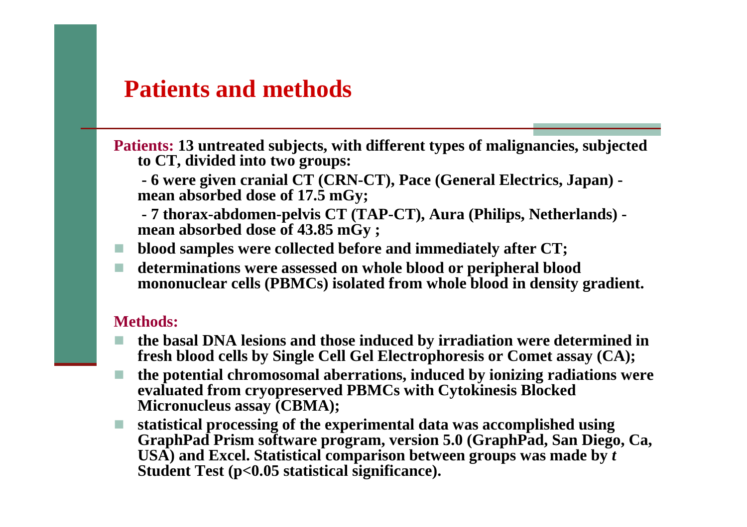# Patients and methods

**Patients:** **13 untreated subjects, with different types of malignancies, subjected to CT, divided into two groups:**

**- 6 were given cranial CT (CRN-CT), Pace (General Electrics, Japan) - mean absorbed dose of 17.5 mGy;**

**- 7 thorax-abdomen-pelvis CT (TAP-CT), Aura (Philips, Netherlands) - mean absorbed dose of 43.85 mGy ;**

- **blood samples were collected before and immediately after CT;**
- **determinations were assessed on whole blood or peripheral blood mononuclear cells (PBMCs) isolated from whole blood in density gradient.**

**Methods:**

- **the basal DNA lesions and those induced by irradiation were determined in fresh blood cells by Single Cell Gel Electrophoresis or Comet assay (CA);**
- **the potential chromosomal aberrations, induced by ionizing radiations were evaluated from cryopreserved PBMCs with Cytokinesis Blocked Micronucleus assay (CBMA);**
- **statistical processing of the experimental data was accomplished using GraphPad Prism software program, version 5.0 (GraphPad, San Diego, Ca, USA) and Excel. Statistical comparison between groups was made by *t* Student Test ($p<0.05$ statistical significance).**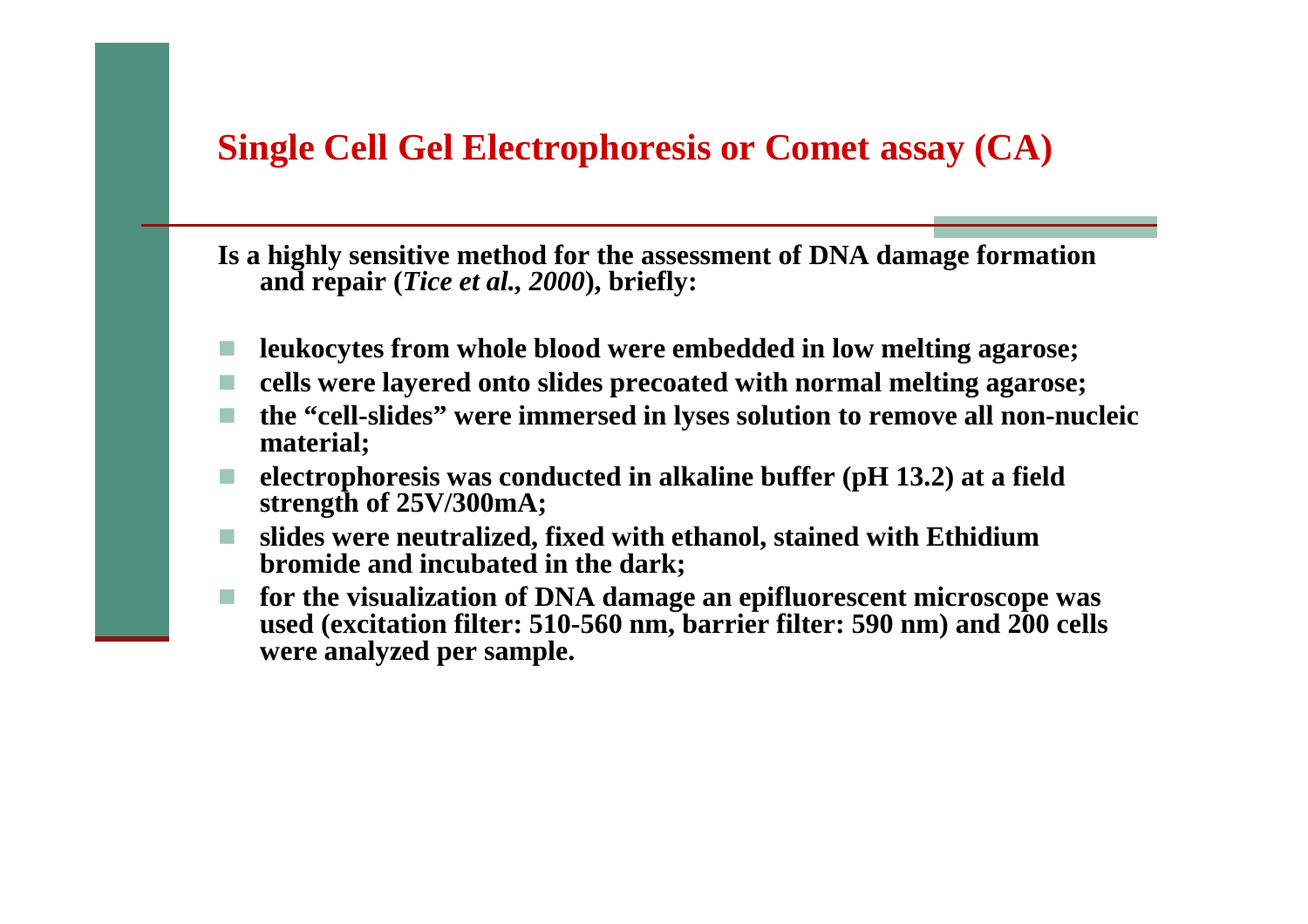## Single Cell Gel Electrophoresis or Comet assay (CA)

**Is a highly sensitive method for the assessment of DNA damage formation and repair (*Tice et al., 2000*), briefly:**

- **leukocytes from whole blood were embedded in low melting agarose;**
- **cells were layered onto slides precoated with normal melting agarose;**
- **the "cell-slides" were immersed in lyses solution to remove all non-nucleic material;**
- **electrophoresis was conducted in alkaline buffer (pH 13.2) at a field strength of 25V/300mA;**
- **slides were neutralized, fixed with ethanol, stained with Ethidium bromide and incubated in the dark;**
- **for the visualization of DNA damage an epifluorescent microscope was used (excitation filter: 510-560 nm, barrier filter: 590 nm) and 200 cells were analyzed per sample.**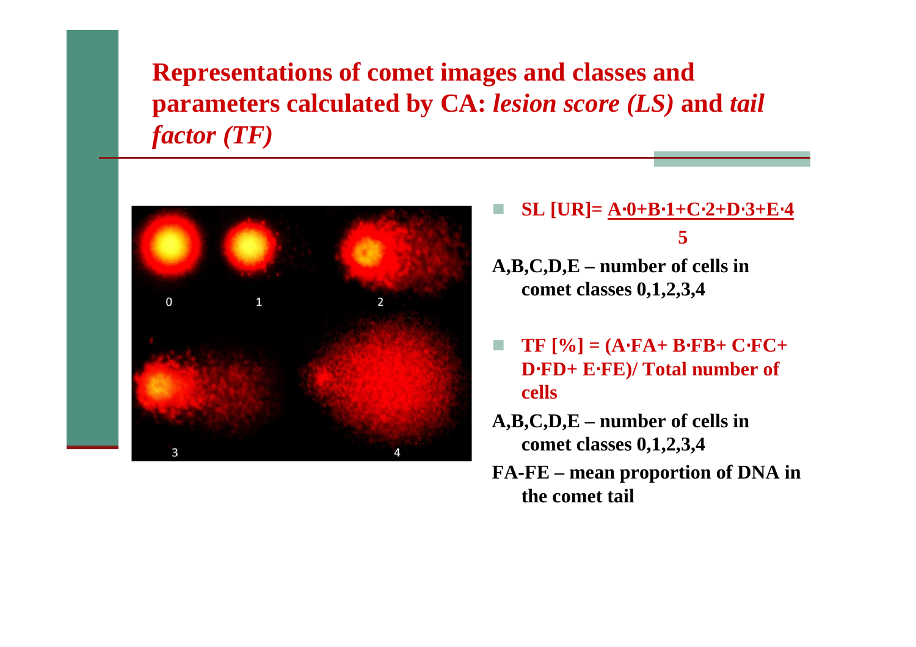## Representations of comet images and classes and parameters calculated by CA: *lesion score (LS)* and *tail factor (TF)*

- **SL [UR]=** $\frac{A \cdot 0 + B \cdot 1 + C \cdot 2 + D \cdot 3 + E \cdot 4}{5}$

**A,B,C,D,E – number of cells in comet classes 0,1,2,3,4**

- **TF [%] = (A·FA+ B·FB+ C·FC+ D·FD+ E·FE)/ Total number of cells**

**A,B,C,D,E – number of cells in comet classes 0,1,2,3,4**

**FA-FE – mean proportion of DNA in the comet tail**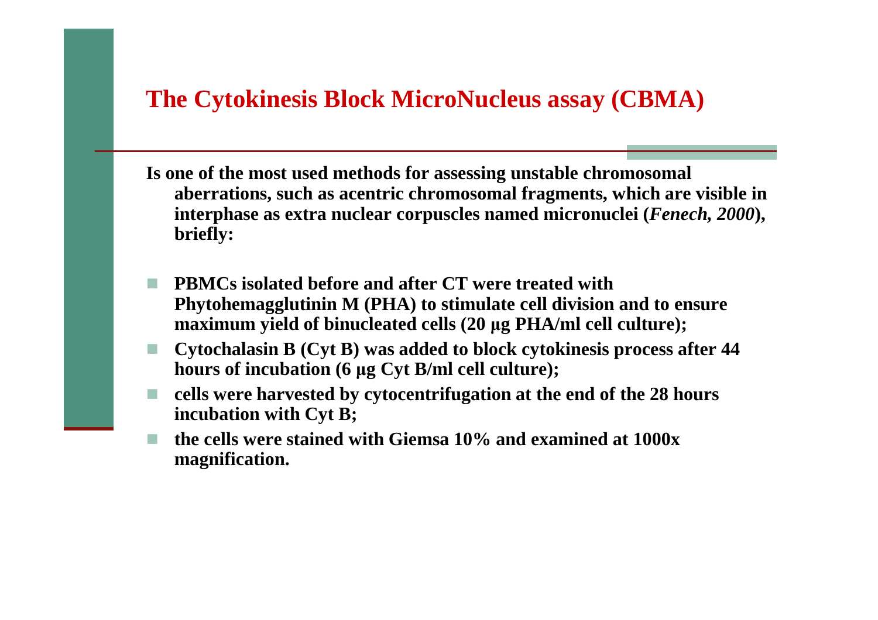## The Cytokinesis Block MicroNucleus assay (CBMA)

**Is one of the most used methods for assessing unstable chromosomal aberrations, such as acentric chromosomal fragments, which are visible in interphase as extra nuclear corpuscles named micronuclei (*Fenech, 2000*), briefly:**

- **PBMCs isolated before and after CT were treated with Phytohemagglutinin M (PHA) to stimulate cell division and to ensure maximum yield of binucleated cells (20 µg PHA/ml cell culture);**
- **Cytochalasin B (Cyt B) was added to block cytokinesis process after 44 hours of incubation (6 µg Cyt B/ml cell culture);**
- **cells were harvested by cytocentrifugation at the end of the 28 hours incubation with Cyt B;**
- **the cells were stained with Giemsa 10% and examined at 1000x magnification.**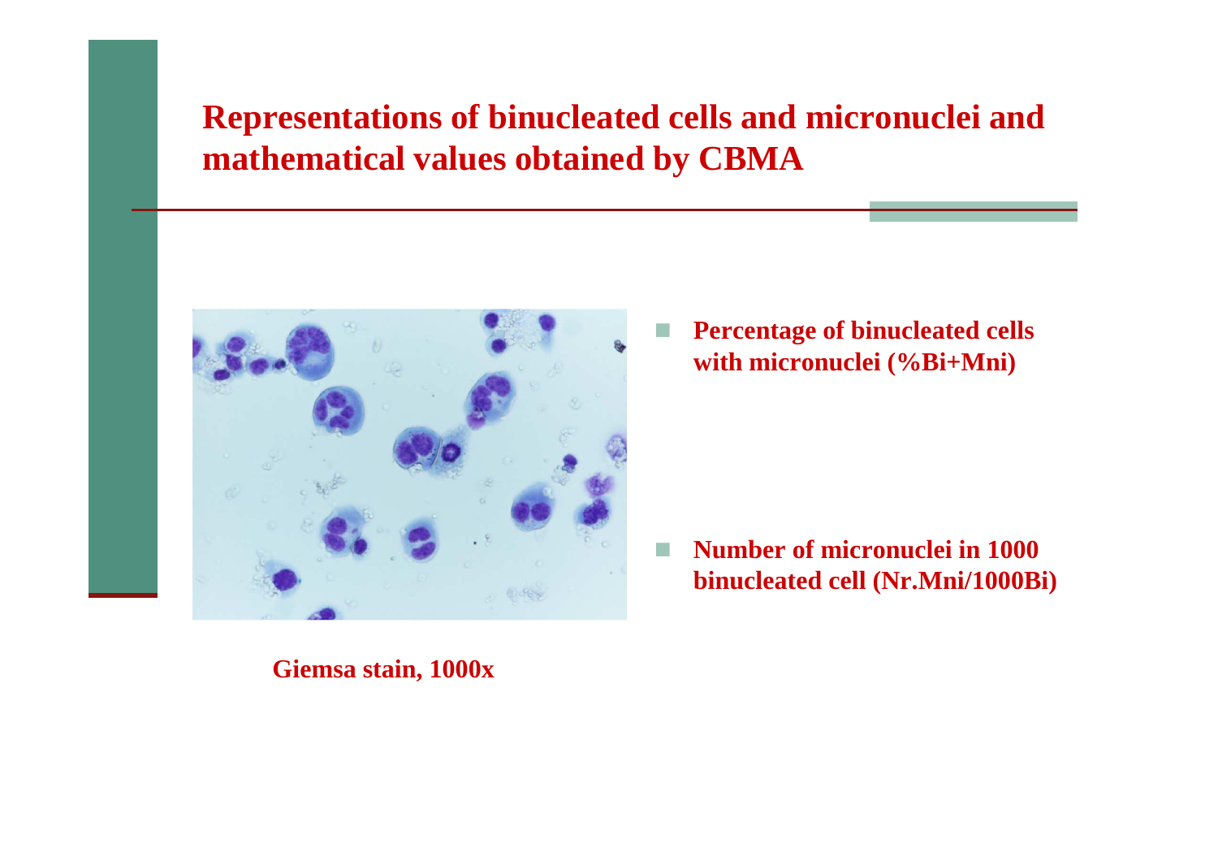# Representations of binucleated cells and micronuclei and mathematical values obtained by CBMA

- **Percentage of binucleated cells with micronuclei (%Bi+Mni)**
- **Number of micronuclei in 1000 binucleated cell (Nr.Mni/1000Bi)**

**Giemsa stain, 1000x**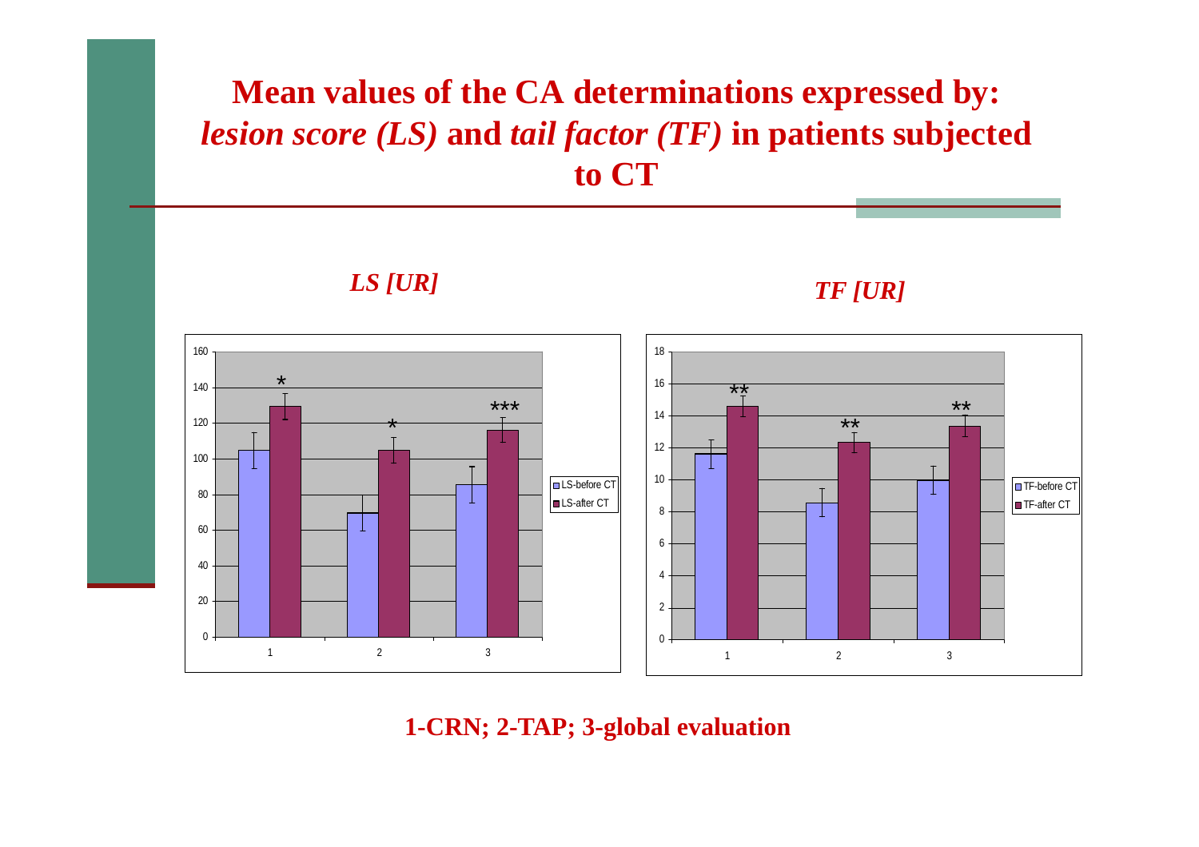# Mean values of the CA determinations expressed by: *lesion score (LS)* and *tail factor (TF)* in patients subjected to CT

*LS [UR]*

*TF [UR]*

**1-CRN; 2-TAP; 3-global evaluation**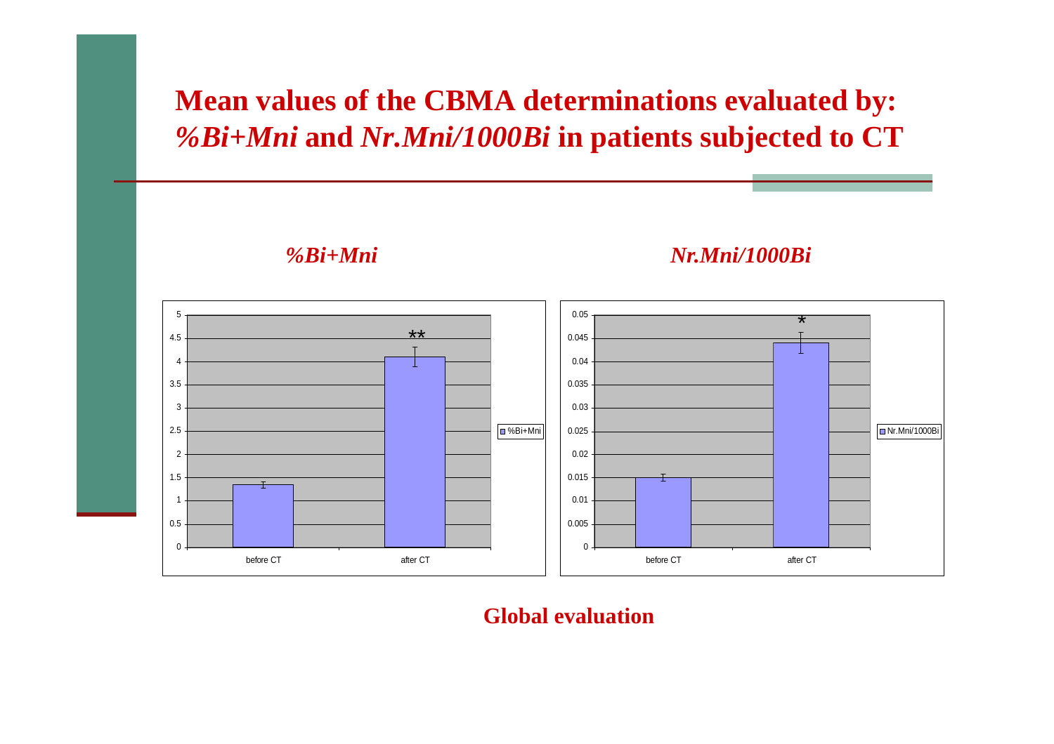# Mean values of the CBMA determinations evaluated by: *%Bi+Mni* and *Nr.Mni/1000Bi* in patients subjected to CT

*%Bi+Mni*

*Nr.Mni/1000Bi*

**Global evaluation**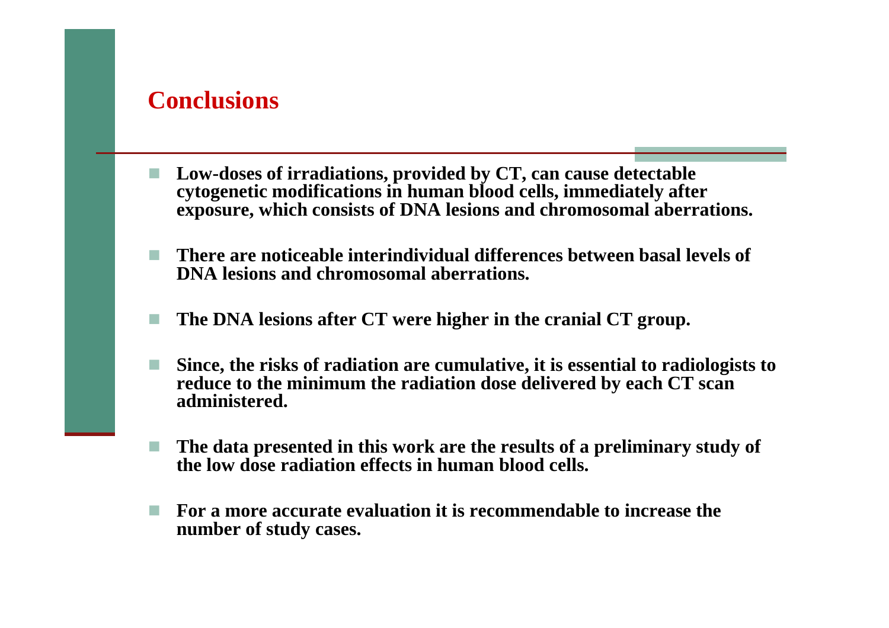## Conclusions

- **Low-doses of irradiations, provided by CT, can cause detectable cytogenetic modifications in human blood cells, immediately after exposure, which consists of DNA lesions and chromosomal aberrations.**
- **There are noticeable interindividual differences between basal levels of DNA lesions and chromosomal aberrations.**
- **The DNA lesions after CT were higher in the cranial CT group.**
- **Since, the risks of radiation are cumulative, it is essential to radiologists to reduce to the minimum the radiation dose delivered by each CT scan administered.**
- **The data presented in this work are the results of a preliminary study of the low dose radiation effects in human blood cells.**
- **For a more accurate evaluation it is recommendable to increase the number of study cases.**